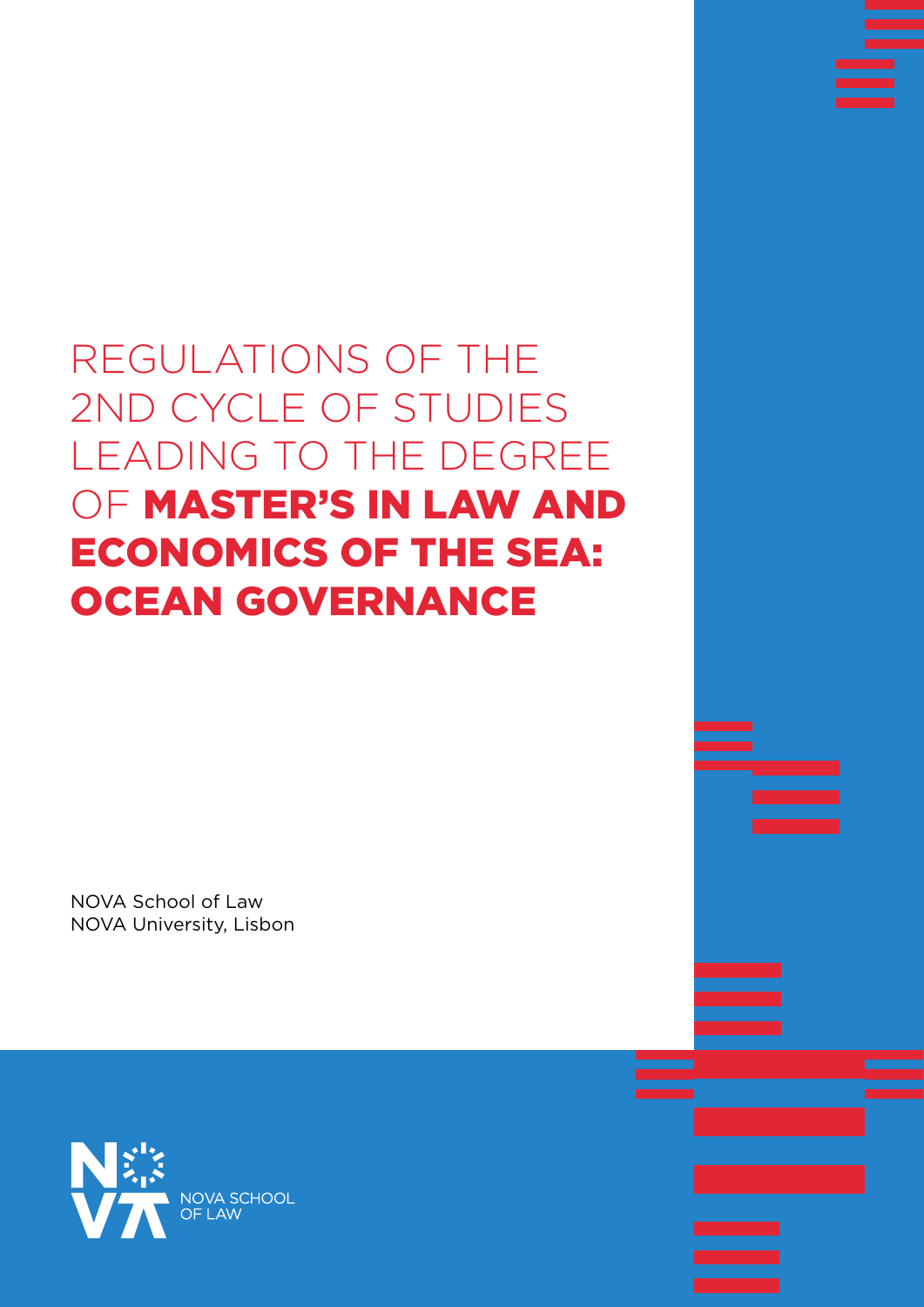# REGULATIONS OF THE 2ND CYCLE OF STUDIES LEADING TO THE DEGREE OF **MASTER'S IN LAW AND ECONOMICS OF THE SEA: OCEAN GOVERNANCE**

NOVA School of Law
NOVA University, Lisbon

NOVA SCHOOL OF LAW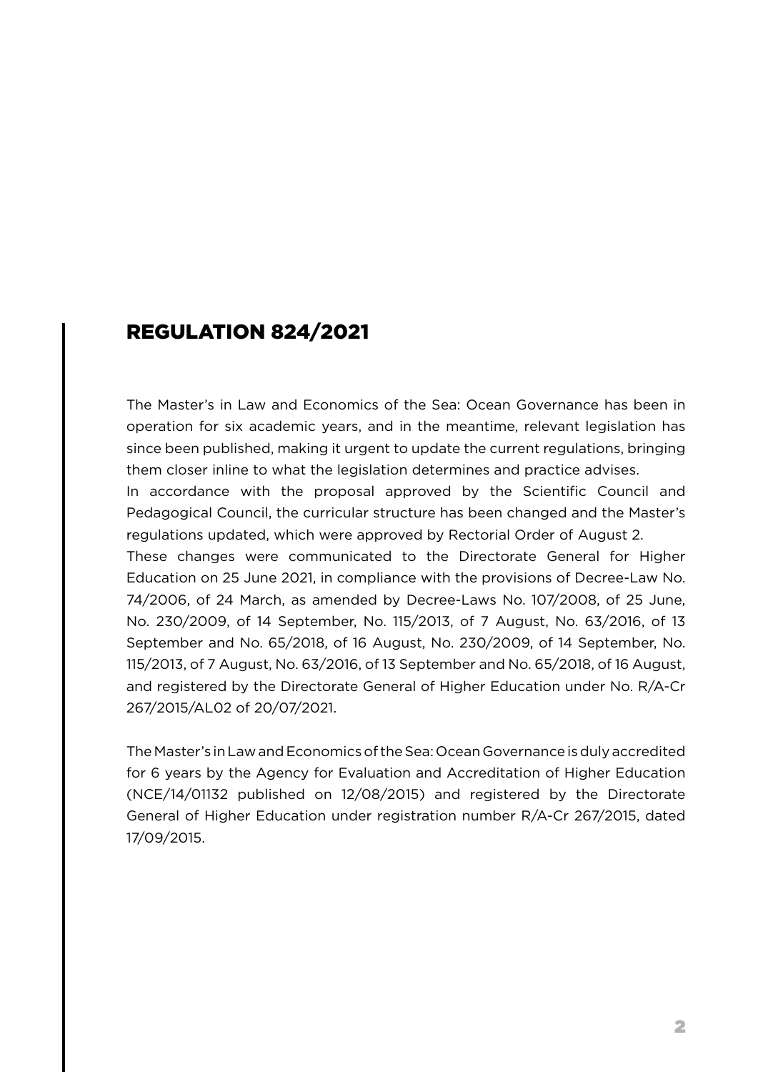## REGULATION 824/2021

The Master's in Law and Economics of the Sea: Ocean Governance has been in operation for six academic years, and in the meantime, relevant legislation has since been published, making it urgent to update the current regulations, bringing them closer inline to what the legislation determines and practice advises.

In accordance with the proposal approved by the Scientific Council and Pedagogical Council, the curricular structure has been changed and the Master's regulations updated, which were approved by Rectorial Order of August 2.

These changes were communicated to the Directorate General for Higher Education on 25 June 2021, in compliance with the provisions of Decree-Law No. 74/2006, of 24 March, as amended by Decree-Laws No. 107/2008, of 25 June, No. 230/2009, of 14 September, No. 115/2013, of 7 August, No. 63/2016, of 13 September and No. 65/2018, of 16 August, No. 230/2009, of 14 September, No. 115/2013, of 7 August, No. 63/2016, of 13 September and No. 65/2018, of 16 August, and registered by the Directorate General of Higher Education under No. R/A-Cr 267/2015/AL02 of 20/07/2021.

The Master's in Law and Economics of the Sea: Ocean Governance is duly accredited for 6 years by the Agency for Evaluation and Accreditation of Higher Education (NCE/14/01132 published on 12/08/2015) and registered by the Directorate General of Higher Education under registration number R/A-Cr 267/2015, dated 17/09/2015.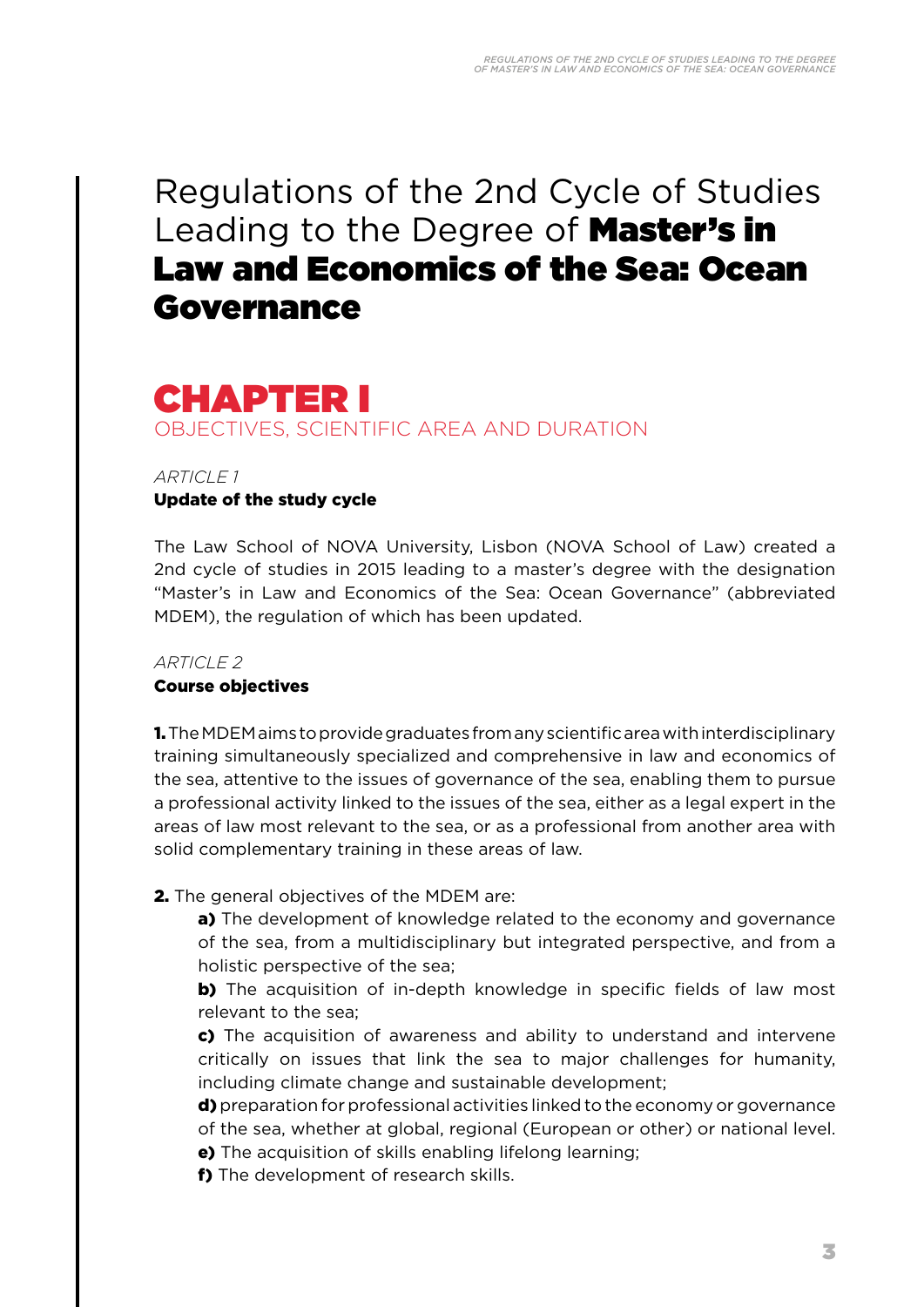# Regulations of the 2nd Cycle of Studies Leading to the Degree of **Master's in Law and Economics of the Sea: Ocean Governance**

## CHAPTER I
OBJECTIVES, SCIENTIFIC AREA AND DURATION

*ARTICLE 1*
**Update of the study cycle**

The Law School of NOVA University, Lisbon (NOVA School of Law) created a 2nd cycle of studies in 2015 leading to a master's degree with the designation "Master's in Law and Economics of the Sea: Ocean Governance" (abbreviated MDEM), the regulation of which has been updated.

*ARTICLE 2*
**Course objectives**

**1.** The MDEM aims to provide graduates from any scientific area with interdisciplinary training simultaneously specialized and comprehensive in law and economics of the sea, attentive to the issues of governance of the sea, enabling them to pursue a professional activity linked to the issues of the sea, either as a legal expert in the areas of law most relevant to the sea, or as a professional from another area with solid complementary training in these areas of law.

**2.** The general objectives of the MDEM are:

**a)** The development of knowledge related to the economy and governance of the sea, from a multidisciplinary but integrated perspective, and from a holistic perspective of the sea;
**b)** The acquisition of in-depth knowledge in specific fields of law most relevant to the sea;
**c)** The acquisition of awareness and ability to understand and intervene critically on issues that link the sea to major challenges for humanity, including climate change and sustainable development;
**d)** preparation for professional activities linked to the economy or governance of the sea, whether at global, regional (European or other) or national level.
**e)** The acquisition of skills enabling lifelong learning;
**f)** The development of research skills.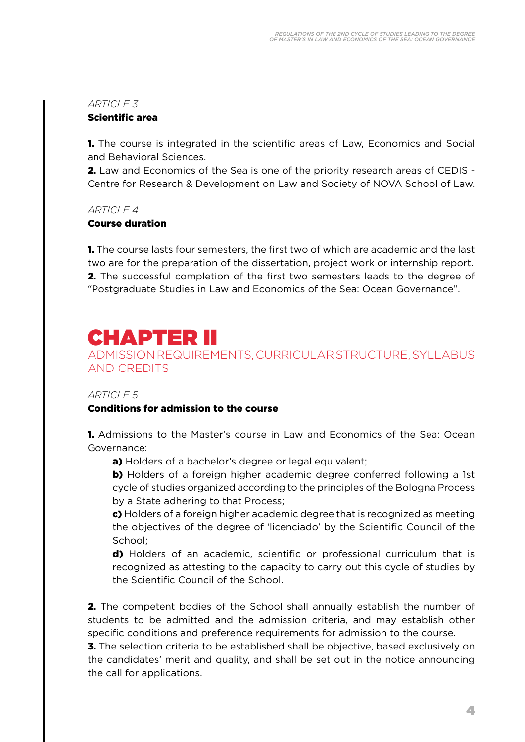*ARTICLE 3*

**Scientific area**

**1.** The course is integrated in the scientific areas of Law, Economics and Social and Behavioral Sciences.
**2.** Law and Economics of the Sea is one of the priority research areas of CEDIS - Centre for Research & Development on Law and Society of NOVA School of Law.

*ARTICLE 4*

**Course duration**

**1.** The course lasts four semesters, the first two of which are academic and the last two are for the preparation of the dissertation, project work or internship report.
**2.** The successful completion of the first two semesters leads to the degree of "Postgraduate Studies in Law and Economics of the Sea: Ocean Governance".

# CHAPTER II

## ADMISSION REQUIREMENTS, CURRICULAR STRUCTURE, SYLLABUS AND CREDITS

*ARTICLE 5*

**Conditions for admission to the course**

**1.** Admissions to the Master's course in Law and Economics of the Sea: Ocean Governance:

**a)** Holders of a bachelor's degree or legal equivalent;
**b)** Holders of a foreign higher academic degree conferred following a 1st cycle of studies organized according to the principles of the Bologna Process by a State adhering to that Process;
**c)** Holders of a foreign higher academic degree that is recognized as meeting the objectives of the degree of 'licenciado' by the Scientific Council of the School;
**d)** Holders of an academic, scientific or professional curriculum that is recognized as attesting to the capacity to carry out this cycle of studies by the Scientific Council of the School.

**2.** The competent bodies of the School shall annually establish the number of students to be admitted and the admission criteria, and may establish other specific conditions and preference requirements for admission to the course.
**3.** The selection criteria to be established shall be objective, based exclusively on the candidates' merit and quality, and shall be set out in the notice announcing the call for applications.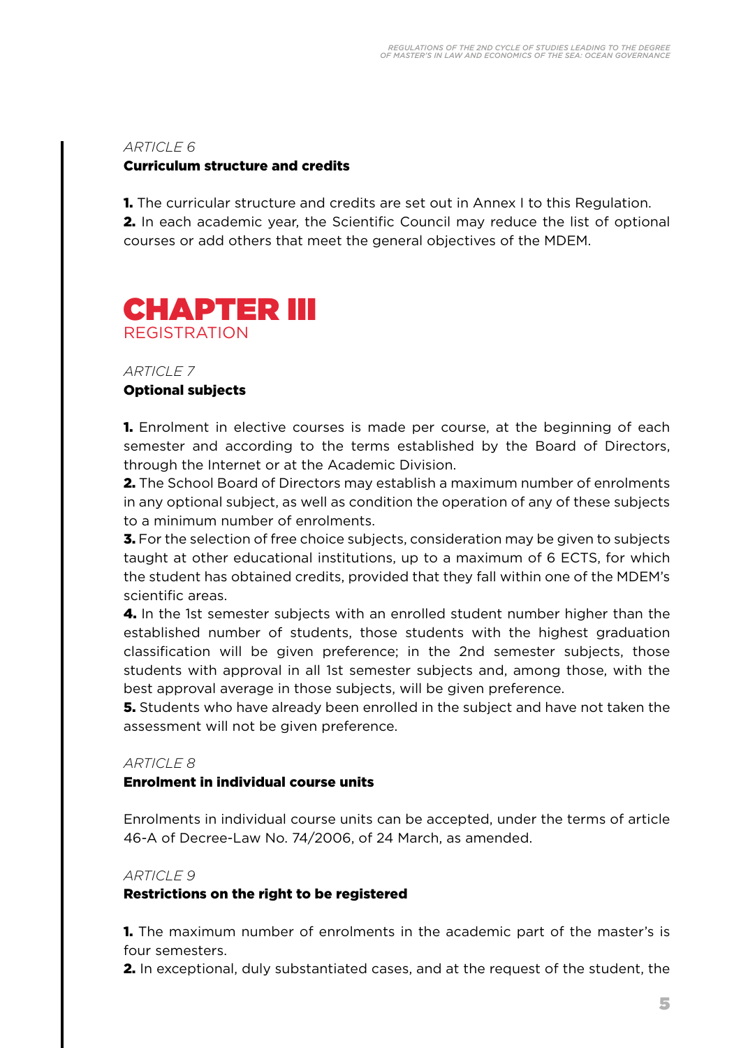*ARTICLE 6*
**Curriculum structure and credits**

**1.** The curricular structure and credits are set out in Annex I to this Regulation.
**2.** In each academic year, the Scientific Council may reduce the list of optional courses or add others that meet the general objectives of the MDEM.

# CHAPTER III
## REGISTRATION

*ARTICLE 7*
**Optional subjects**

**1.** Enrolment in elective courses is made per course, at the beginning of each semester and according to the terms established by the Board of Directors, through the Internet or at the Academic Division.
**2.** The School Board of Directors may establish a maximum number of enrolments in any optional subject, as well as condition the operation of any of these subjects to a minimum number of enrolments.
**3.** For the selection of free choice subjects, consideration may be given to subjects taught at other educational institutions, up to a maximum of 6 ECTS, for which the student has obtained credits, provided that they fall within one of the MDEM's scientific areas.
**4.** In the 1st semester subjects with an enrolled student number higher than the established number of students, those students with the highest graduation classification will be given preference; in the 2nd semester subjects, those students with approval in all 1st semester subjects and, among those, with the best approval average in those subjects, will be given preference.
**5.** Students who have already been enrolled in the subject and have not taken the assessment will not be given preference.

*ARTICLE 8*
**Enrolment in individual course units**

Enrolments in individual course units can be accepted, under the terms of article 46-A of Decree-Law No. 74/2006, of 24 March, as amended.

*ARTICLE 9*
**Restrictions on the right to be registered**

**1.** The maximum number of enrolments in the academic part of the master's is four semesters.
**2.** In exceptional, duly substantiated cases, and at the request of the student, the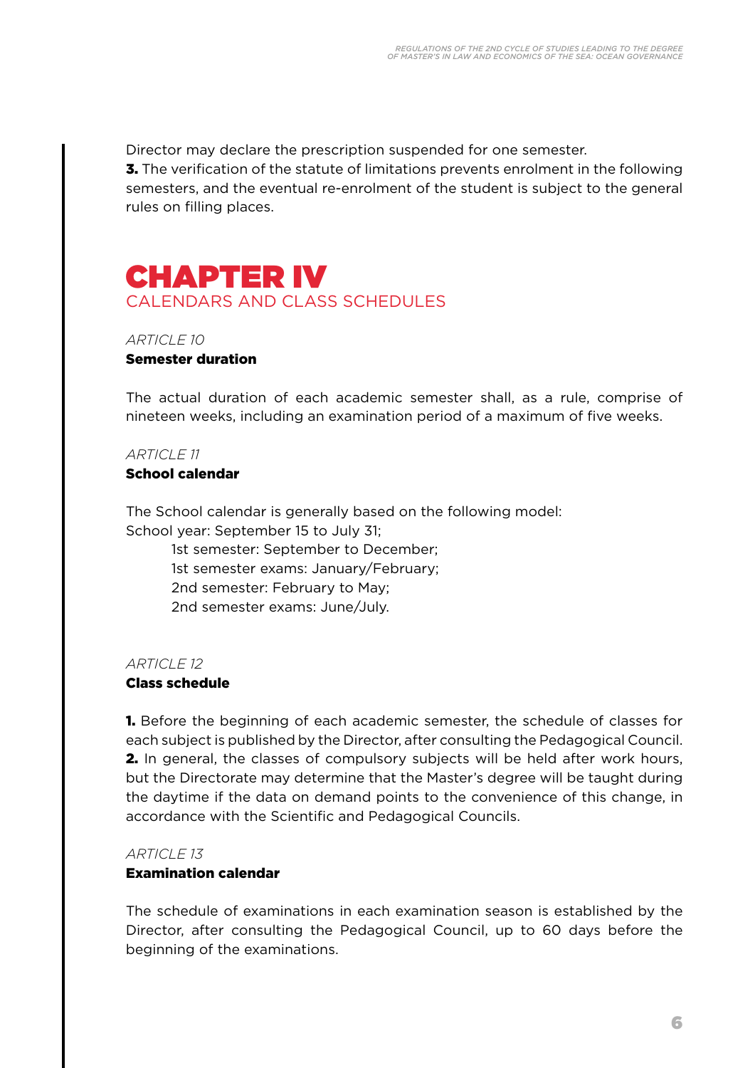Director may declare the prescription suspended for one semester.
**3.** The verification of the statute of limitations prevents enrolment in the following semesters, and the eventual re-enrolment of the student is subject to the general rules on filling places.

# CHAPTER IV
## CALENDARS AND CLASS SCHEDULES

*ARTICLE 10*
**Semester duration**

The actual duration of each academic semester shall, as a rule, comprise of nineteen weeks, including an examination period of a maximum of five weeks.

*ARTICLE 11*
**School calendar**

The School calendar is generally based on the following model:
School year: September 15 to July 31;
- 1st semester: September to December;
- 1st semester exams: January/February;
- 2nd semester: February to May;
- 2nd semester exams: June/July.

*ARTICLE 12*
**Class schedule**

**1.** Before the beginning of each academic semester, the schedule of classes for each subject is published by the Director, after consulting the Pedagogical Council.
**2.** In general, the classes of compulsory subjects will be held after work hours, but the Directorate may determine that the Master's degree will be taught during the daytime if the data on demand points to the convenience of this change, in accordance with the Scientific and Pedagogical Councils.

*ARTICLE 13*
**Examination calendar**

The schedule of examinations in each examination season is established by the Director, after consulting the Pedagogical Council, up to 60 days before the beginning of the examinations.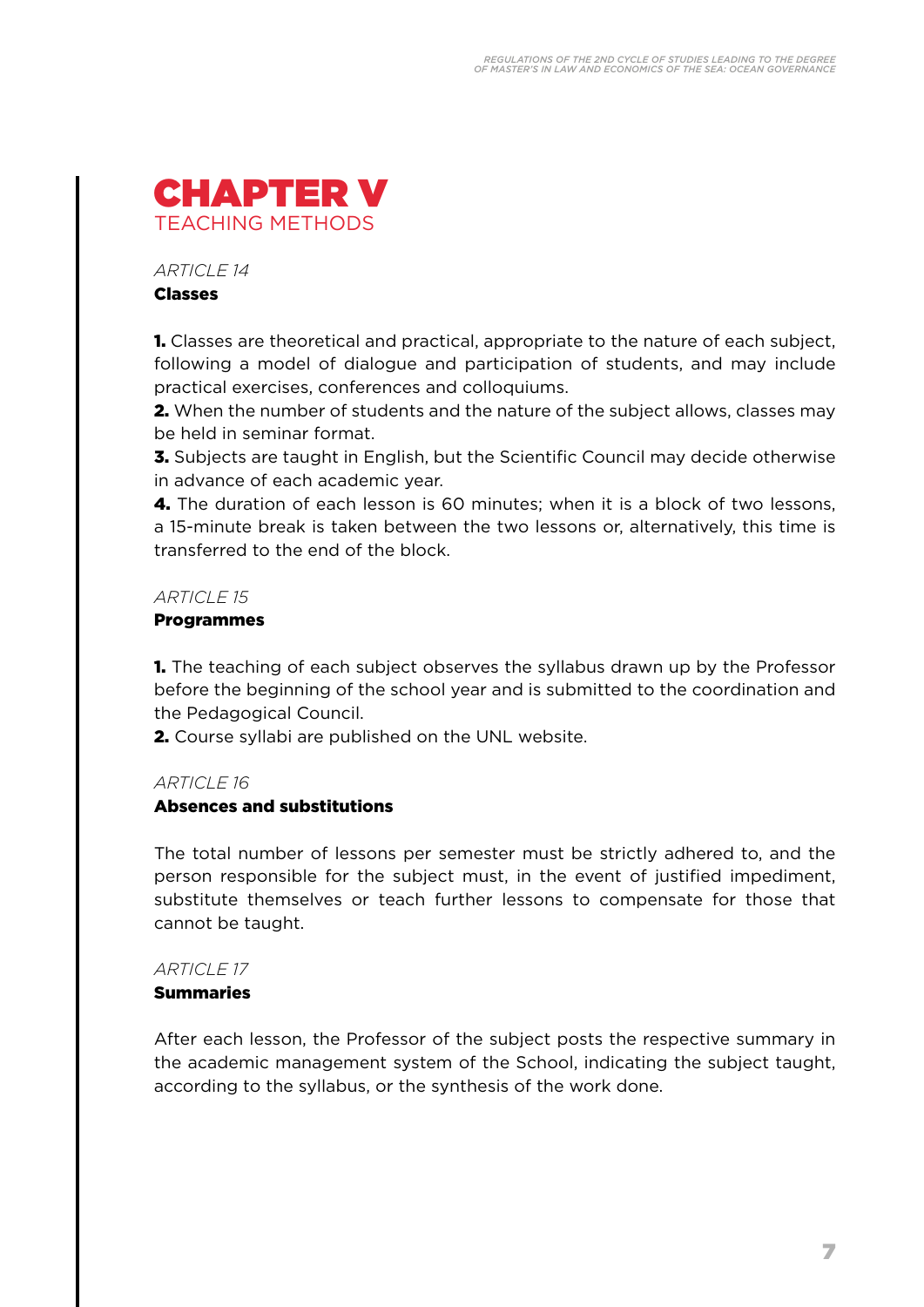# CHAPTER V
## TEACHING METHODS

*ARTICLE 14*
**Classes**

**1.** Classes are theoretical and practical, appropriate to the nature of each subject, following a model of dialogue and participation of students, and may include practical exercises, conferences and colloquiums.
**2.** When the number of students and the nature of the subject allows, classes may be held in seminar format.
**3.** Subjects are taught in English, but the Scientific Council may decide otherwise in advance of each academic year.
**4.** The duration of each lesson is 60 minutes; when it is a block of two lessons, a 15-minute break is taken between the two lessons or, alternatively, this time is transferred to the end of the block.

*ARTICLE 15*
**Programmes**

**1.** The teaching of each subject observes the syllabus drawn up by the Professor before the beginning of the school year and is submitted to the coordination and the Pedagogical Council.
**2.** Course syllabi are published on the UNL website.

*ARTICLE 16*
**Absences and substitutions**

The total number of lessons per semester must be strictly adhered to, and the person responsible for the subject must, in the event of justified impediment, substitute themselves or teach further lessons to compensate for those that cannot be taught.

*ARTICLE 17*
**Summaries**

After each lesson, the Professor of the subject posts the respective summary in the academic management system of the School, indicating the subject taught, according to the syllabus, or the synthesis of the work done.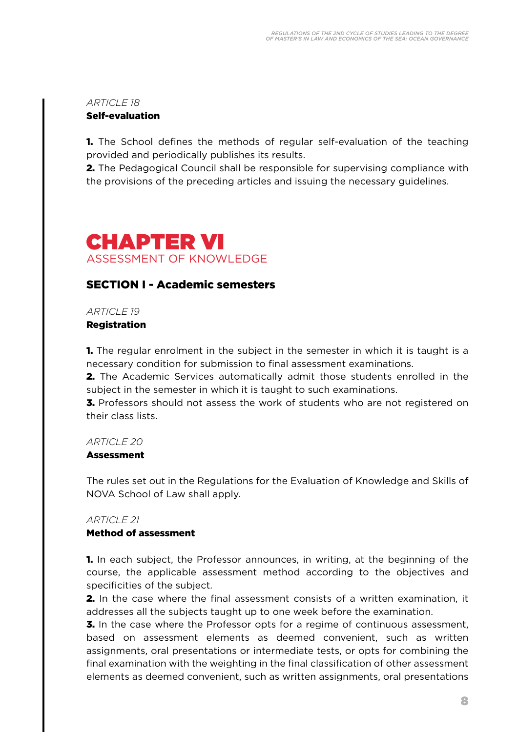*ARTICLE 18*

**Self-evaluation**

**1.** The School defines the methods of regular self-evaluation of the teaching provided and periodically publishes its results.
**2.** The Pedagogical Council shall be responsible for supervising compliance with the provisions of the preceding articles and issuing the necessary guidelines.

# CHAPTER VI
## ASSESSMENT OF KNOWLEDGE

### SECTION I - Academic semesters

*ARTICLE 19*

**Registration**

**1.** The regular enrolment in the subject in the semester in which it is taught is a necessary condition for submission to final assessment examinations.
**2.** The Academic Services automatically admit those students enrolled in the subject in the semester in which it is taught to such examinations.
**3.** Professors should not assess the work of students who are not registered on their class lists.

*ARTICLE 20*

**Assessment**

The rules set out in the Regulations for the Evaluation of Knowledge and Skills of NOVA School of Law shall apply.

*ARTICLE 21*

**Method of assessment**

**1.** In each subject, the Professor announces, in writing, at the beginning of the course, the applicable assessment method according to the objectives and specificities of the subject.
**2.** In the case where the final assessment consists of a written examination, it addresses all the subjects taught up to one week before the examination.
**3.** In the case where the Professor opts for a regime of continuous assessment, based on assessment elements as deemed convenient, such as written assignments, oral presentations or intermediate tests, or opts for combining the final examination with the weighting in the final classification of other assessment elements as deemed convenient, such as written assignments, oral presentations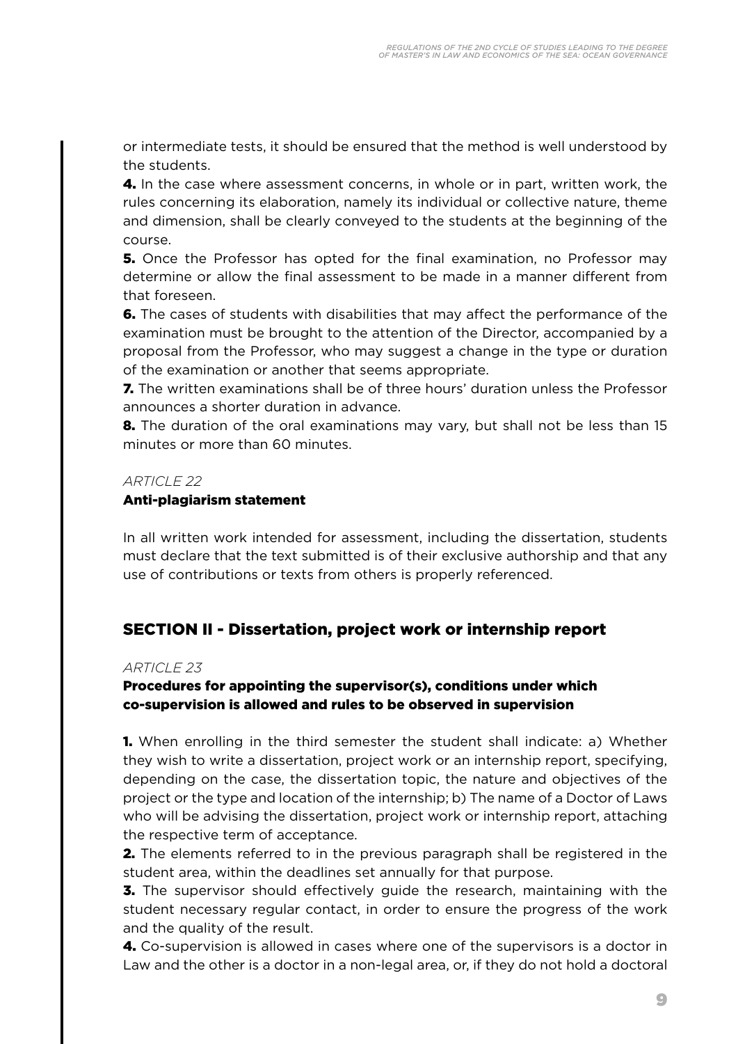or intermediate tests, it should be ensured that the method is well understood by the students.

**4.** In the case where assessment concerns, in whole or in part, written work, the rules concerning its elaboration, namely its individual or collective nature, theme and dimension, shall be clearly conveyed to the students at the beginning of the course.

**5.** Once the Professor has opted for the final examination, no Professor may determine or allow the final assessment to be made in a manner different from that foreseen.

**6.** The cases of students with disabilities that may affect the performance of the examination must be brought to the attention of the Director, accompanied by a proposal from the Professor, who may suggest a change in the type or duration of the examination or another that seems appropriate.

**7.** The written examinations shall be of three hours' duration unless the Professor announces a shorter duration in advance.

**8.** The duration of the oral examinations may vary, but shall not be less than 15 minutes or more than 60 minutes.

*ARTICLE 22*

### Anti-plagiarism statement

In all written work intended for assessment, including the dissertation, students must declare that the text submitted is of their exclusive authorship and that any use of contributions or texts from others is properly referenced.

## SECTION II - Dissertation, project work or internship report

*ARTICLE 23*

### Procedures for appointing the supervisor(s), conditions under which co-supervision is allowed and rules to be observed in supervision

**1.** When enrolling in the third semester the student shall indicate: a) Whether they wish to write a dissertation, project work or an internship report, specifying, depending on the case, the dissertation topic, the nature and objectives of the project or the type and location of the internship; b) The name of a Doctor of Laws who will be advising the dissertation, project work or internship report, attaching the respective term of acceptance.

**2.** The elements referred to in the previous paragraph shall be registered in the student area, within the deadlines set annually for that purpose.

**3.** The supervisor should effectively guide the research, maintaining with the student necessary regular contact, in order to ensure the progress of the work and the quality of the result.

**4.** Co-supervision is allowed in cases where one of the supervisors is a doctor in Law and the other is a doctor in a non-legal area, or, if they do not hold a doctoral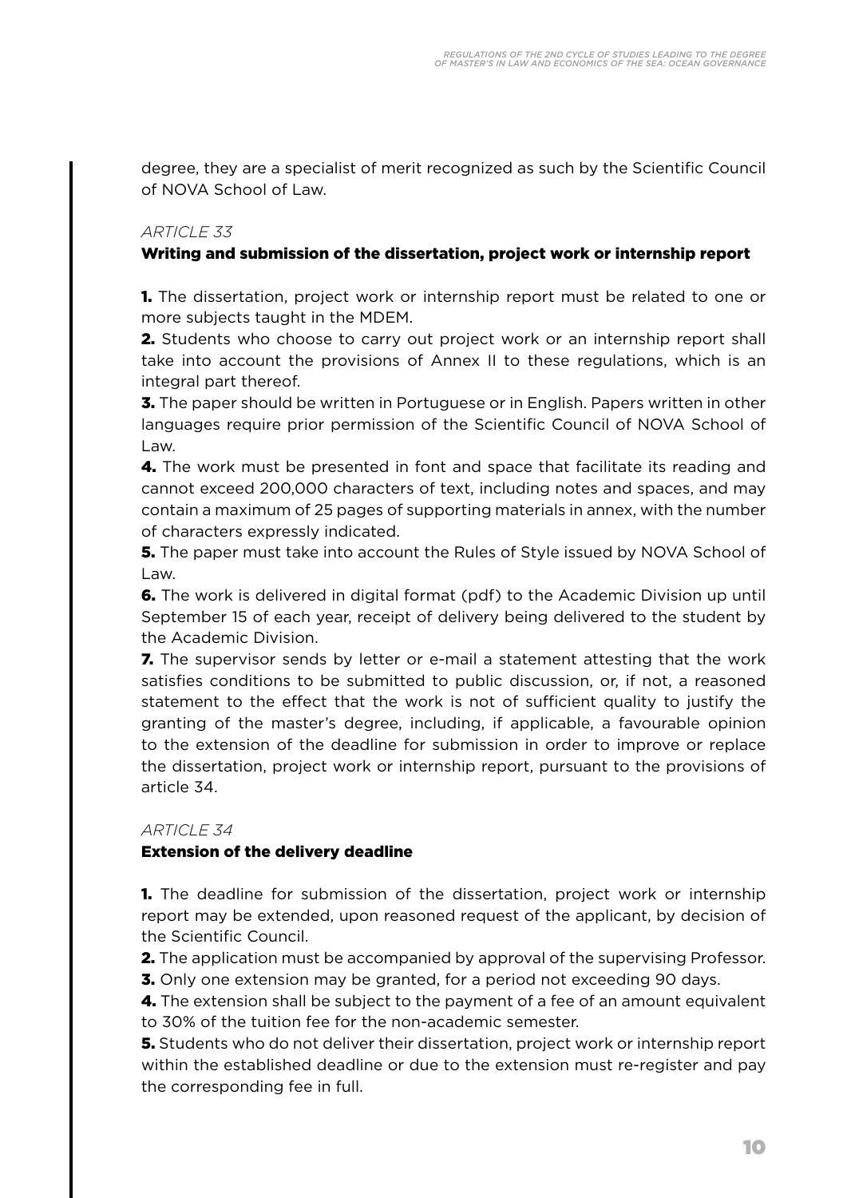degree, they are a specialist of merit recognized as such by the Scientific Council of NOVA School of Law.

*ARTICLE 33*

**Writing and submission of the dissertation, project work or internship report**

**1.** The dissertation, project work or internship report must be related to one or more subjects taught in the MDEM.

**2.** Students who choose to carry out project work or an internship report shall take into account the provisions of Annex II to these regulations, which is an integral part thereof.

**3.** The paper should be written in Portuguese or in English. Papers written in other languages require prior permission of the Scientific Council of NOVA School of Law.

**4.** The work must be presented in font and space that facilitate its reading and cannot exceed 200,000 characters of text, including notes and spaces, and may contain a maximum of 25 pages of supporting materials in annex, with the number of characters expressly indicated.

**5.** The paper must take into account the Rules of Style issued by NOVA School of Law.

**6.** The work is delivered in digital format (pdf) to the Academic Division up until September 15 of each year, receipt of delivery being delivered to the student by the Academic Division.

**7.** The supervisor sends by letter or e-mail a statement attesting that the work satisfies conditions to be submitted to public discussion, or, if not, a reasoned statement to the effect that the work is not of sufficient quality to justify the granting of the master's degree, including, if applicable, a favourable opinion to the extension of the deadline for submission in order to improve or replace the dissertation, project work or internship report, pursuant to the provisions of article 34.

*ARTICLE 34*

**Extension of the delivery deadline**

**1.** The deadline for submission of the dissertation, project work or internship report may be extended, upon reasoned request of the applicant, by decision of the Scientific Council.

**2.** The application must be accompanied by approval of the supervising Professor.

**3.** Only one extension may be granted, for a period not exceeding 90 days.

**4.** The extension shall be subject to the payment of a fee of an amount equivalent to 30% of the tuition fee for the non-academic semester.

**5.** Students who do not deliver their dissertation, project work or internship report within the established deadline or due to the extension must re-register and pay the corresponding fee in full.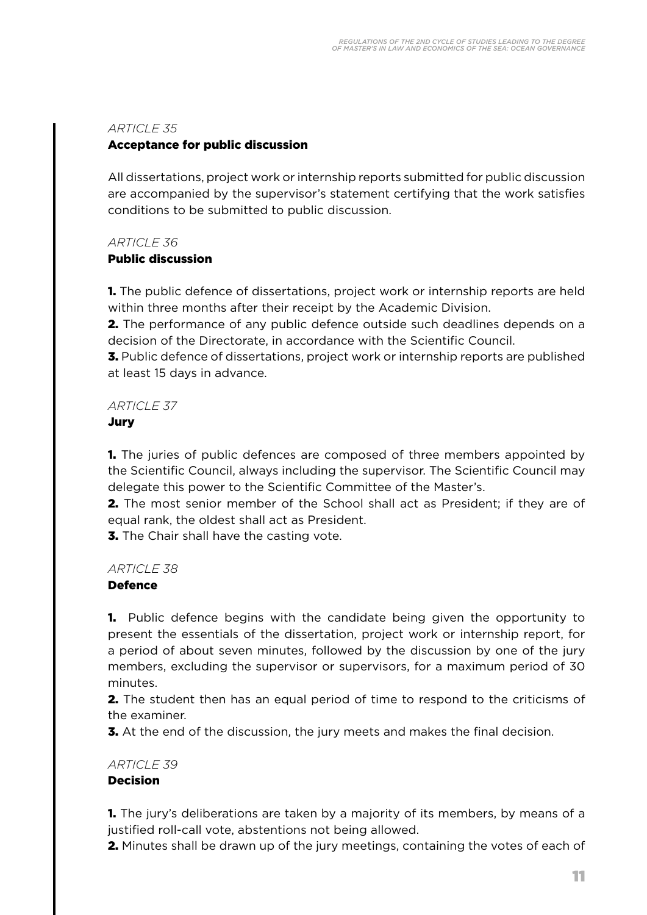*ARTICLE 35*

**Acceptance for public discussion**

All dissertations, project work or internship reports submitted for public discussion are accompanied by the supervisor's statement certifying that the work satisfies conditions to be submitted to public discussion.

*ARTICLE 36*

**Public discussion**

**1.** The public defence of dissertations, project work or internship reports are held within three months after their receipt by the Academic Division.

**2.** The performance of any public defence outside such deadlines depends on a decision of the Directorate, in accordance with the Scientific Council.

**3.** Public defence of dissertations, project work or internship reports are published at least 15 days in advance.

*ARTICLE 37*

**Jury**

**1.** The juries of public defences are composed of three members appointed by the Scientific Council, always including the supervisor. The Scientific Council may delegate this power to the Scientific Committee of the Master's.

**2.** The most senior member of the School shall act as President; if they are of equal rank, the oldest shall act as President.

**3.** The Chair shall have the casting vote.

*ARTICLE 38*

**Defence**

**1.** Public defence begins with the candidate being given the opportunity to present the essentials of the dissertation, project work or internship report, for a period of about seven minutes, followed by the discussion by one of the jury members, excluding the supervisor or supervisors, for a maximum period of 30 minutes.

**2.** The student then has an equal period of time to respond to the criticisms of the examiner.

**3.** At the end of the discussion, the jury meets and makes the final decision.

*ARTICLE 39*

**Decision**

**1.** The jury's deliberations are taken by a majority of its members, by means of a justified roll-call vote, abstentions not being allowed.

**2.** Minutes shall be drawn up of the jury meetings, containing the votes of each of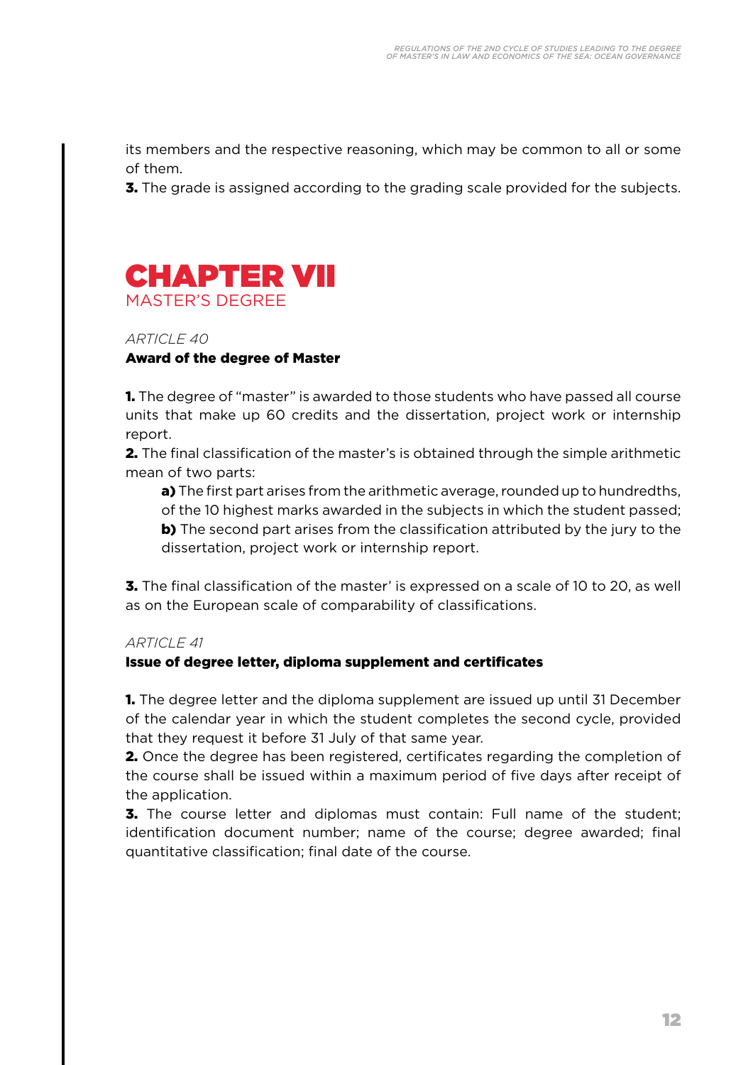its members and the respective reasoning, which may be common to all or some of them.

**3.** The grade is assigned according to the grading scale provided for the subjects.

# CHAPTER VII
## MASTER'S DEGREE

*ARTICLE 40*

**Award of the degree of Master**

**1.** The degree of "master" is awarded to those students who have passed all course units that make up 60 credits and the dissertation, project work or internship report.

**2.** The final classification of the master's is obtained through the simple arithmetic mean of two parts:

**a)** The first part arises from the arithmetic average, rounded up to hundredths, of the 10 highest marks awarded in the subjects in which the student passed;

**b)** The second part arises from the classification attributed by the jury to the dissertation, project work or internship report.

**3.** The final classification of the master' is expressed on a scale of 10 to 20, as well as on the European scale of comparability of classifications.

*ARTICLE 41*

**Issue of degree letter, diploma supplement and certificates**

**1.** The degree letter and the diploma supplement are issued up until 31 December of the calendar year in which the student completes the second cycle, provided that they request it before 31 July of that same year.

**2.** Once the degree has been registered, certificates regarding the completion of the course shall be issued within a maximum period of five days after receipt of the application.

**3.** The course letter and diplomas must contain: Full name of the student; identification document number; name of the course; degree awarded; final quantitative classification; final date of the course.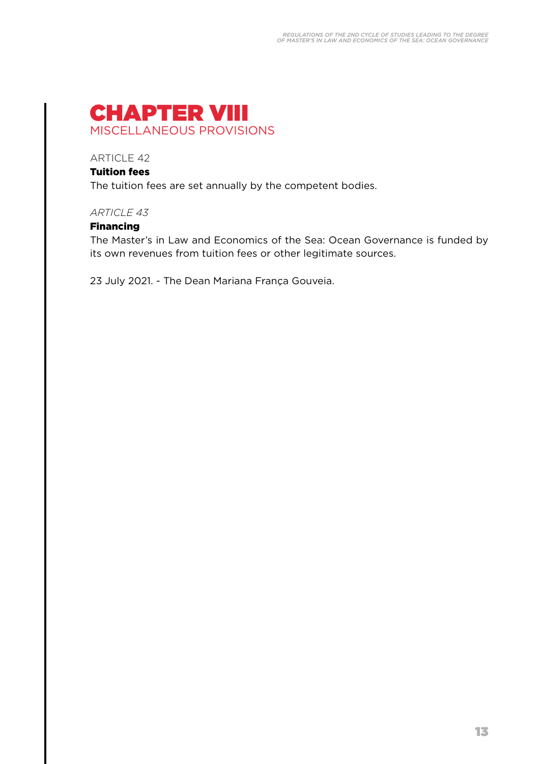# CHAPTER VIII
## MISCELLANEOUS PROVISIONS

ARTICLE 42

**Tuition fees**

The tuition fees are set annually by the competent bodies.

*ARTICLE 43*

**Financing**

The Master's in Law and Economics of the Sea: Ocean Governance is funded by its own revenues from tuition fees or other legitimate sources.

23 July 2021. - The Dean Mariana França Gouveia.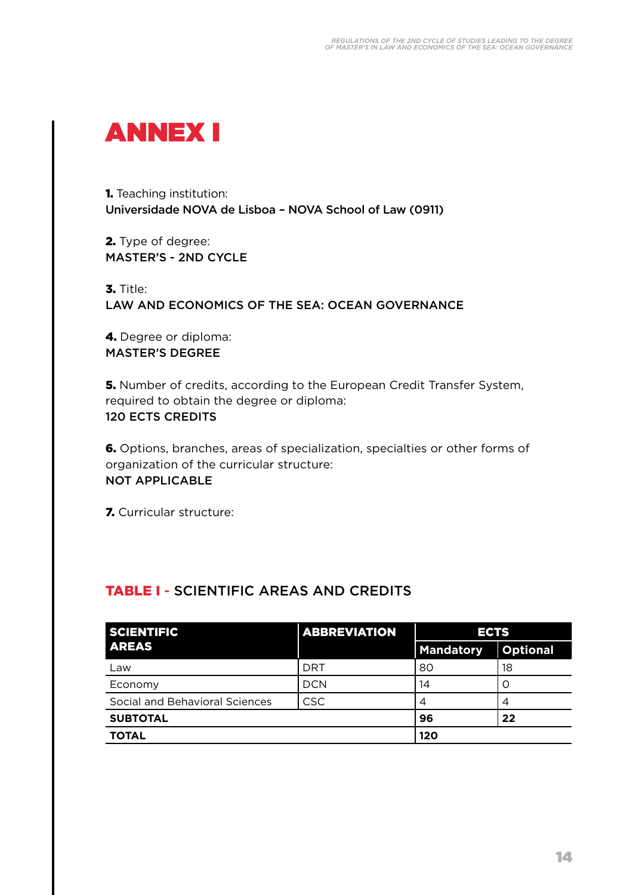# ANNEX I

**1.** Teaching institution:
Universidade NOVA de Lisboa – NOVA School of Law (0911)

**2.** Type of degree:
MASTER'S - 2ND CYCLE

**3.** Title:
LAW AND ECONOMICS OF THE SEA: OCEAN GOVERNANCE

**4.** Degree or diploma:
MASTER'S DEGREE

**5.** Number of credits, according to the European Credit Transfer System, required to obtain the degree or diploma:
120 ECTS CREDITS

**6.** Options, branches, areas of specialization, specialties or other forms of organization of the curricular structure:
NOT APPLICABLE

**7.** Curricular structure:

## TABLE I - SCIENTIFIC AREAS AND CREDITS

| SCIENTIFIC AREAS | ABBREVIATION | ECTS | |
|---|---|---|---|
| | | Mandatory | Optional |
| Law | DRT | 80 | 18 |
| Economy | DCN | 14 | 0 |
| Social and Behavioral Sciences | CSC | 4 | 4 |
| **SUBTOTAL** | | **96** | **22** |
| **TOTAL** | | **120** | |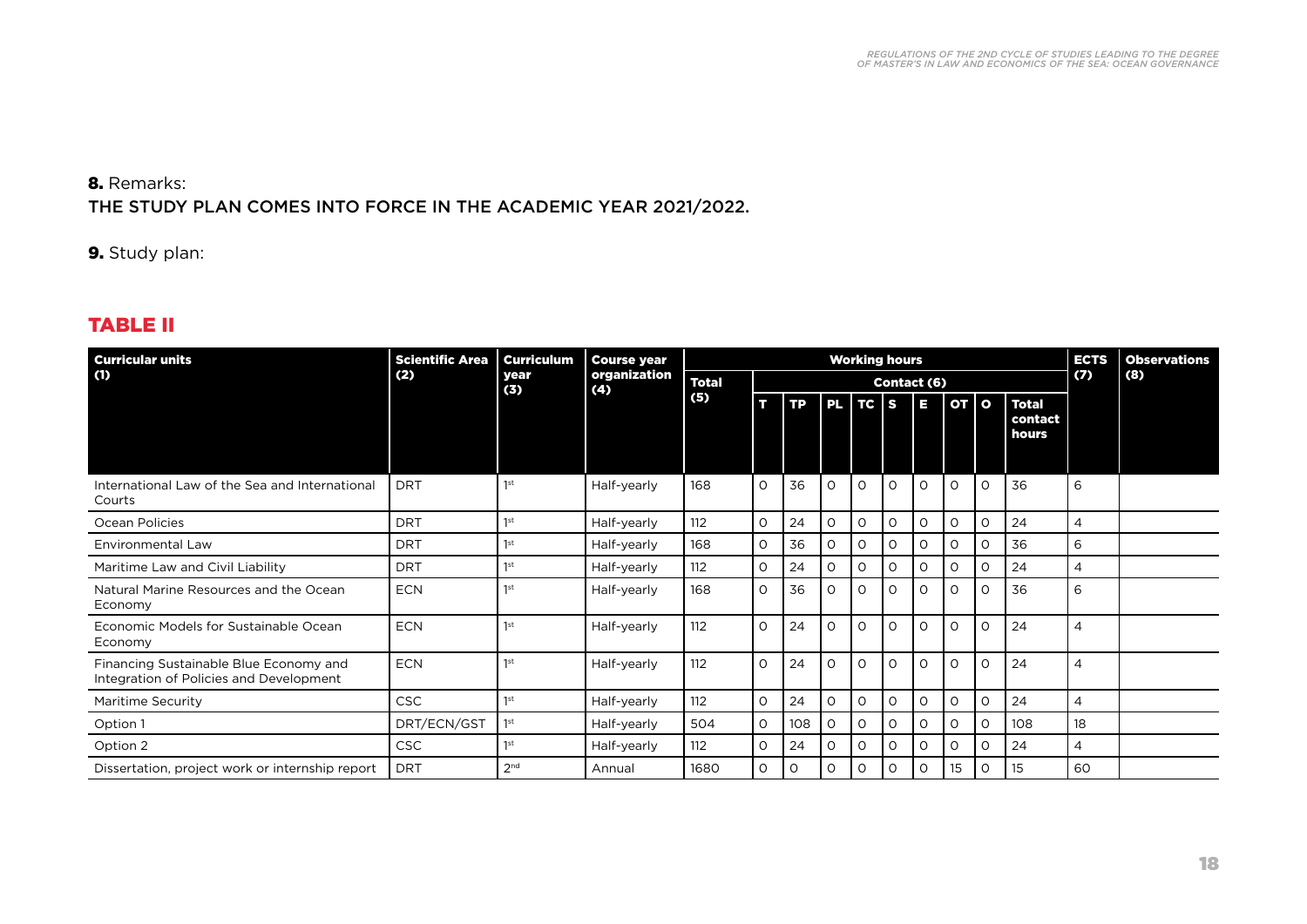**8.** Remarks:

THE STUDY PLAN COMES INTO FORCE IN THE ACADEMIC YEAR 2021/2022.

**9.** Study plan:

## TABLE II

| Curricular units (1) | Scientific Area (2) | Curriculum year (3) | Course year organization (4) | Working hours | | | | | | | | | | | ECTS (7) | Observations (8) |
|---|---|---|---|---|---|---|---|---|---|---|---|---|---|---|---|---|
| | | | | Total (5) | Contact (6) | | | | | | | | | | | |
| | | | | | T | TP | PL | TC | S | E | OT | O | Total contact hours | | | |
| International Law of the Sea and International Courts | DRT | 1st | Half-yearly | 168 | 0 | 36 | 0 | 0 | 0 | 0 | 0 | 0 | 36 | | 6 | |
| Ocean Policies | DRT | 1st | Half-yearly | 112 | 0 | 24 | 0 | 0 | 0 | 0 | 0 | 0 | 24 | | 4 | |
| Environmental Law | DRT | 1st | Half-yearly | 168 | 0 | 36 | 0 | 0 | 0 | 0 | 0 | 0 | 36 | | 6 | |
| Maritime Law and Civil Liability | DRT | 1st | Half-yearly | 112 | 0 | 24 | 0 | 0 | 0 | 0 | 0 | 0 | 24 | | 4 | |
| Natural Marine Resources and the Ocean Economy | ECN | 1st | Half-yearly | 168 | 0 | 36 | 0 | 0 | 0 | 0 | 0 | 0 | 36 | | 6 | |
| Economic Models for Sustainable Ocean Economy | ECN | 1st | Half-yearly | 112 | 0 | 24 | 0 | 0 | 0 | 0 | 0 | 0 | 24 | | 4 | |
| Financing Sustainable Blue Economy and Integration of Policies and Development | ECN | 1st | Half-yearly | 112 | 0 | 24 | 0 | 0 | 0 | 0 | 0 | 0 | 24 | | 4 | |
| Maritime Security | CSC | 1st | Half-yearly | 112 | 0 | 24 | 0 | 0 | 0 | 0 | 0 | 0 | 24 | | 4 | |
| Option 1 | DRT/ECN/GST | 1st | Half-yearly | 504 | 0 | 108 | 0 | 0 | 0 | 0 | 0 | 0 | 108 | | 18 | |
| Option 2 | CSC | 1st | Half-yearly | 112 | 0 | 24 | 0 | 0 | 0 | 0 | 0 | 0 | 24 | | 4 | |
| Dissertation, project work or internship report | DRT | 2nd | Annual | 1680 | 0 | 0 | 0 | 0 | 0 | 0 | 15 | 0 | 15 | | 60 | |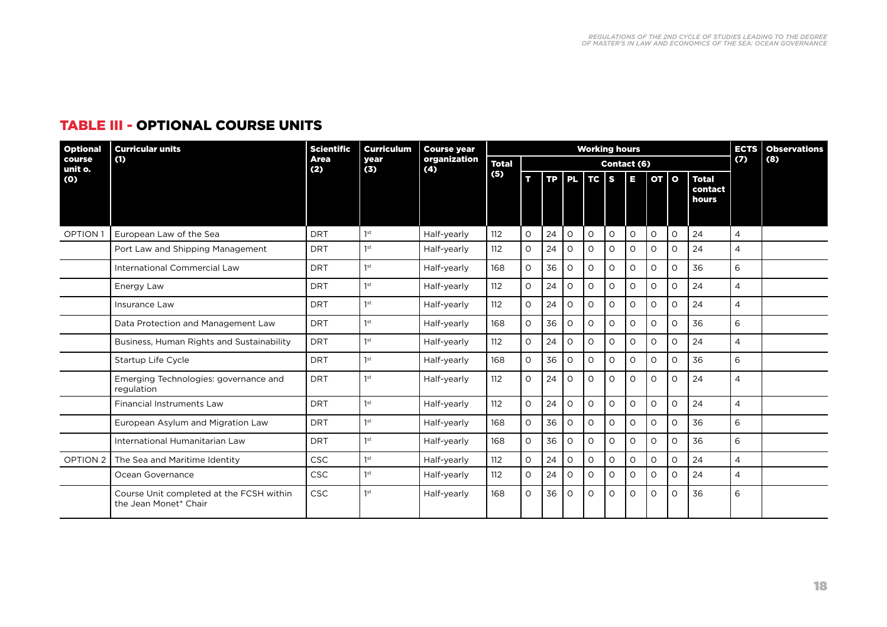## TABLE III - OPTIONAL COURSE UNITS

| Optional course unit o. (0) | Curricular units (1) | Scientific Area (2) | Curriculum year (3) | Course year organization (4) | Working hours | | | | | | | | | | | ECTS (7) | Observations (8) |
|---|---|---|---|---|---|---|---|---|---|---|---|---|---|---|---|---|---|
| | | | | | Total (5) | Contact (6) | | | | | | | | | | | |
| | | | | | | T | TP | PL | TC | S | E | OT | O | Total contact hours | | | |
| OPTION 1 | European Law of the Sea | DRT | 1st | Half-yearly | 112 | 0 | 24 | 0 | 0 | 0 | 0 | 0 | 0 | 24 | 4 | | |
| | Port Law and Shipping Management | DRT | 1st | Half-yearly | 112 | 0 | 24 | 0 | 0 | 0 | 0 | 0 | 0 | 24 | 4 | | |
| | International Commercial Law | DRT | 1st | Half-yearly | 168 | 0 | 36 | 0 | 0 | 0 | 0 | 0 | 0 | 36 | 6 | | |
| | Energy Law | DRT | 1st | Half-yearly | 112 | 0 | 24 | 0 | 0 | 0 | 0 | 0 | 0 | 24 | 4 | | |
| | Insurance Law | DRT | 1st | Half-yearly | 112 | 0 | 24 | 0 | 0 | 0 | 0 | 0 | 0 | 24 | 4 | | |
| | Data Protection and Management Law | DRT | 1st | Half-yearly | 168 | 0 | 36 | 0 | 0 | 0 | 0 | 0 | 0 | 36 | 6 | | |
| | Business, Human Rights and Sustainability | DRT | 1st | Half-yearly | 112 | 0 | 24 | 0 | 0 | 0 | 0 | 0 | 0 | 24 | 4 | | |
| | Startup Life Cycle | DRT | 1st | Half-yearly | 168 | 0 | 36 | 0 | 0 | 0 | 0 | 0 | 0 | 36 | 6 | | |
| | Emerging Technologies: governance and regulation | DRT | 1st | Half-yearly | 112 | 0 | 24 | 0 | 0 | 0 | 0 | 0 | 0 | 24 | 4 | | |
| | Financial Instruments Law | DRT | 1st | Half-yearly | 112 | 0 | 24 | 0 | 0 | 0 | 0 | 0 | 0 | 24 | 4 | | |
| | European Asylum and Migration Law | DRT | 1st | Half-yearly | 168 | 0 | 36 | 0 | 0 | 0 | 0 | 0 | 0 | 36 | 6 | | |
| | International Humanitarian Law | DRT | 1st | Half-yearly | 168 | 0 | 36 | 0 | 0 | 0 | 0 | 0 | 0 | 36 | 6 | | |
| OPTION 2 | The Sea and Maritime Identity | CSC | 1st | Half-yearly | 112 | 0 | 24 | 0 | 0 | 0 | 0 | 0 | 0 | 24 | 4 | | |
| | Ocean Governance | CSC | 1st | Half-yearly | 112 | 0 | 24 | 0 | 0 | 0 | 0 | 0 | 0 | 24 | 4 | | |
| | Course Unit completed at the FCSH within the Jean Monet* Chair | CSC | 1st | Half-yearly | 168 | 0 | 36 | 0 | 0 | 0 | 0 | 0 | 0 | 36 | 6 | | |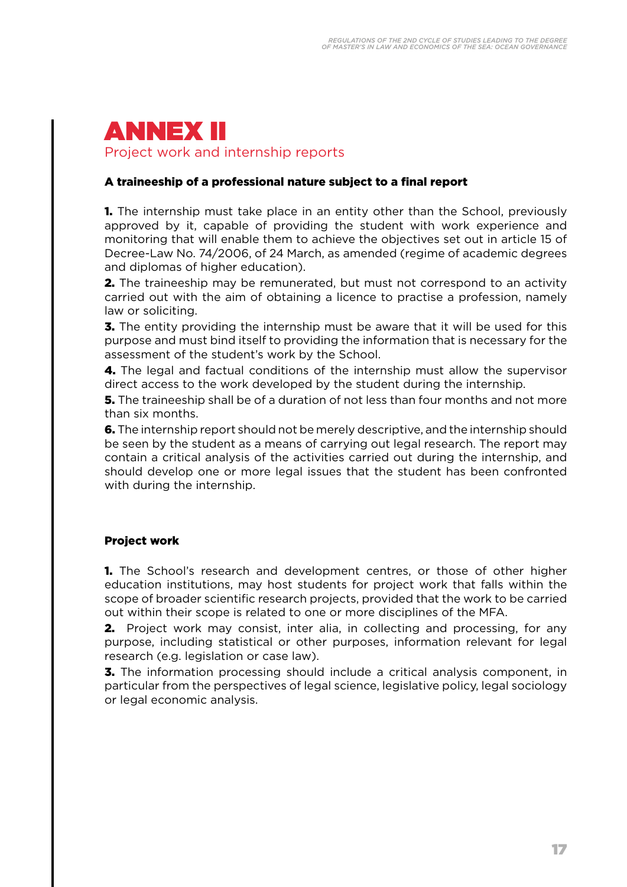# ANNEX II

## Project work and internship reports

**A traineeship of a professional nature subject to a final report**

**1.** The internship must take place in an entity other than the School, previously approved by it, capable of providing the student with work experience and monitoring that will enable them to achieve the objectives set out in article 15 of Decree-Law No. 74/2006, of 24 March, as amended (regime of academic degrees and diplomas of higher education).

**2.** The traineeship may be remunerated, but must not correspond to an activity carried out with the aim of obtaining a licence to practise a profession, namely law or soliciting.

**3.** The entity providing the internship must be aware that it will be used for this purpose and must bind itself to providing the information that is necessary for the assessment of the student's work by the School.

**4.** The legal and factual conditions of the internship must allow the supervisor direct access to the work developed by the student during the internship.

**5.** The traineeship shall be of a duration of not less than four months and not more than six months.

**6.** The internship report should not be merely descriptive, and the internship should be seen by the student as a means of carrying out legal research. The report may contain a critical analysis of the activities carried out during the internship, and should develop one or more legal issues that the student has been confronted with during the internship.

**Project work**

**1.** The School's research and development centres, or those of other higher education institutions, may host students for project work that falls within the scope of broader scientific research projects, provided that the work to be carried out within their scope is related to one or more disciplines of the MFA.

**2.** Project work may consist, inter alia, in collecting and processing, for any purpose, including statistical or other purposes, information relevant for legal research (e.g. legislation or case law).

**3.** The information processing should include a critical analysis component, in particular from the perspectives of legal science, legislative policy, legal sociology or legal economic analysis.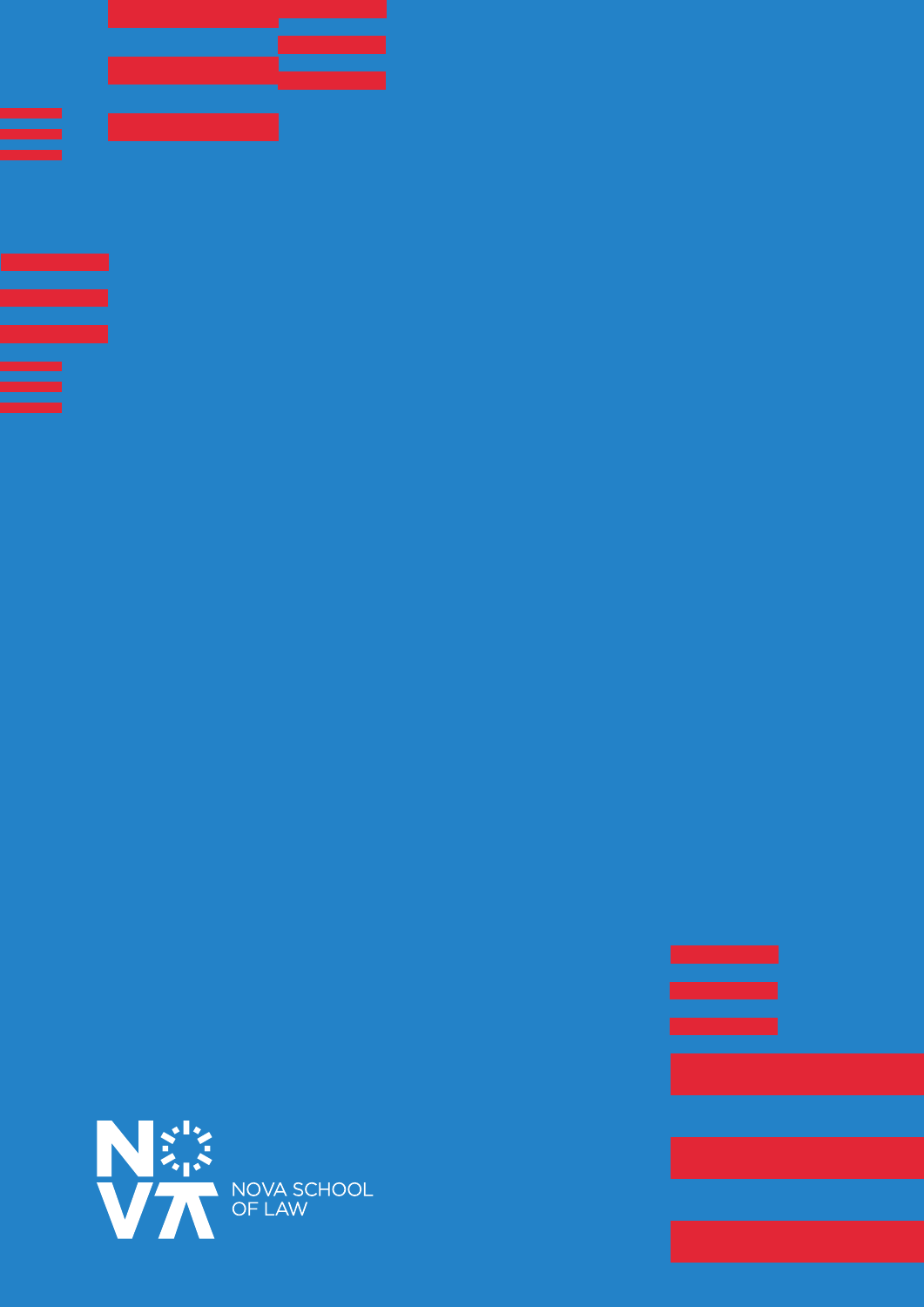NOVA SCHOOL
OF LAW